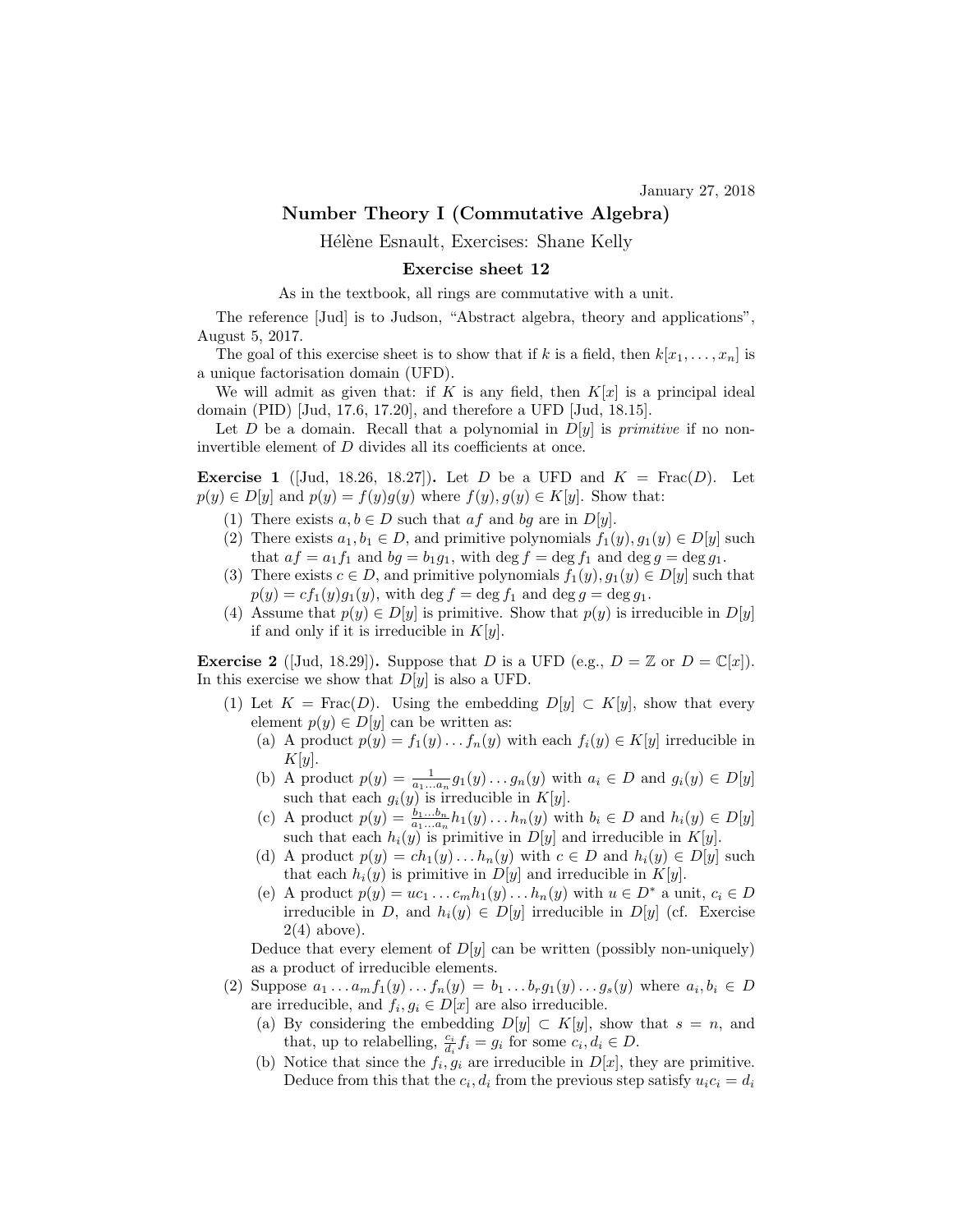January 27, 2018

# Number Theory I (Commutative Algebra)

Hélène Esnault, Exercises: Shane Kelly

## Exercise sheet 12

As in the textbook, all rings are commutative with a unit.

The reference [Jud] is to Judson, "Abstract algebra, theory and applications", August 5, 2017.

The goal of this exercise sheet is to show that if $k$ is a field, then $k[x_1, \dots, x_n]$ is a unique factorisation domain (UFD).

We will admit as given that: if $K$ is any field, then $K[x]$ is a principal ideal domain (PID) [Jud, 17.6, 17.20], and therefore a UFD [Jud, 18.15].

Let $D$ be a domain. Recall that a polynomial in $D[y]$ is *primitive* if no non-invertible element of $D$ divides all its coefficients at once.

**Exercise 1** ([Jud, 18.26, 18.27])**.** Let $D$ be a UFD and $K = \mathrm{Frac}(D)$. Let $p(y) \in D[y]$ and $p(y) = f(y)g(y)$ where $f(y), g(y) \in K[y]$. Show that:

1. There exists $a, b \in D$ such that $af$ and $bg$ are in $D[y]$.
2. There exists $a_1, b_1 \in D$, and primitive polynomials $f_1(y), g_1(y) \in D[y]$ such that $af = a_1 f_1$ and $bg = b_1 g_1$, with $\deg f = \deg f_1$ and $\deg g = \deg g_1$.
3. There exists $c \in D$, and primitive polynomials $f_1(y), g_1(y) \in D[y]$ such that $p(y) = cf_1(y)g_1(y)$, with $\deg f = \deg f_1$ and $\deg g = \deg g_1$.
4. Assume that $p(y) \in D[y]$ is primitive. Show that $p(y)$ is irreducible in $D[y]$ if and only if it is irreducible in $K[y]$.

**Exercise 2** ([Jud, 18.29])**.** Suppose that $D$ is a UFD (e.g., $D = \mathbb{Z}$ or $D = \mathbb{C}[x]$). In this exercise we show that $D[y]$ is also a UFD.

1. Let $K = \mathrm{Frac}(D)$. Using the embedding $D[y] \subset K[y]$, show that every element $p(y) \in D[y]$ can be written as:
   (a) A product $p(y) = f_1(y) \dots f_n(y)$ with each $f_i(y) \in K[y]$ irreducible in $K[y]$.
   (b) A product $p(y) = \frac{1}{a_1 \dots a_n} g_1(y) \dots g_n(y)$ with $a_i \in D$ and $g_i(y) \in D[y]$ such that each $g_i(y)$ is irreducible in $K[y]$.
   (c) A product $p(y) = \frac{b_1 \dots b_n}{a_1 \dots a_n} h_1(y) \dots h_n(y)$ with $b_i \in D$ and $h_i(y) \in D[y]$ such that each $h_i(y)$ is primitive in $D[y]$ and irreducible in $K[y]$.
   (d) A product $p(y) = ch_1(y) \dots h_n(y)$ with $c \in D$ and $h_i(y) \in D[y]$ such that each $h_i(y)$ is primitive in $D[y]$ and irreducible in $K[y]$.
   (e) A product $p(y) = uc_1 \dots c_m h_1(y) \dots h_n(y)$ with $u \in D^*$ a unit, $c_i \in D$ irreducible in $D$, and $h_i(y) \in D[y]$ irreducible in $D[y]$ (cf. Exercise 2(4) above).

   Deduce that every element of $D[y]$ can be written (possibly non-uniquely) as a product of irreducible elements.
2. Suppose $a_1 \dots a_m f_1(y) \dots f_n(y) = b_1 \dots b_r g_1(y) \dots g_s(y)$ where $a_i, b_i \in D$ are irreducible, and $f_i, g_i \in D[x]$ are also irreducible.
   (a) By considering the embedding $D[y] \subset K[y]$, show that $s = n$, and that, up to relabelling, $\frac{c_i}{d_i} f_i = g_i$ for some $c_i, d_i \in D$.
   (b) Notice that since the $f_i, g_i$ are irreducible in $D[x]$, they are primitive. Deduce from this that the $c_i, d_i$ from the previous step satisfy $u_i c_i = d_i$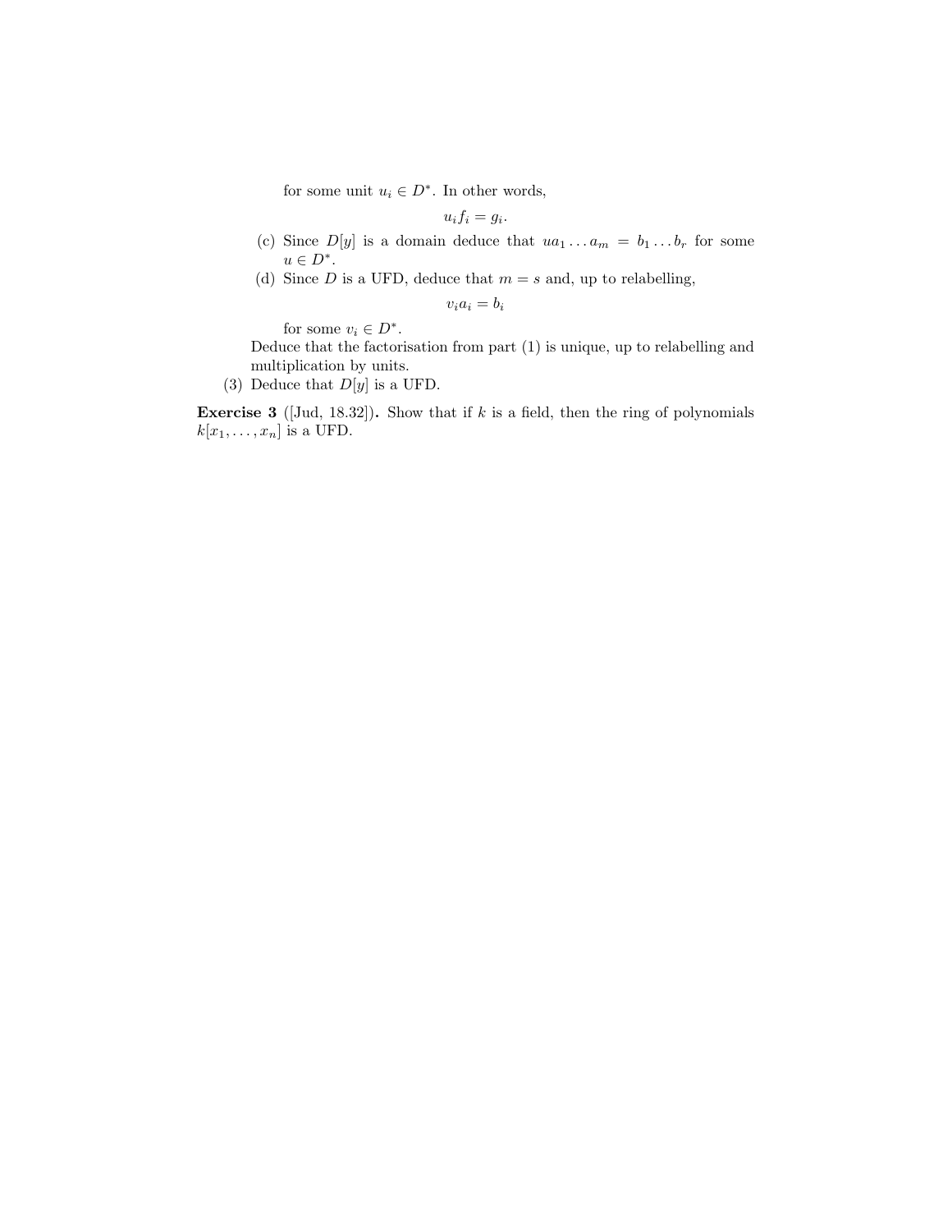for some unit $u_i \in D^*$. In other words,

$$u_i f_i = g_i.$$

(c) Since $D[y]$ is a domain deduce that $ua_1 \dots a_m = b_1 \dots b_r$ for some $u \in D^*$.

(d) Since $D$ is a UFD, deduce that $m = s$ and, up to relabelling,

$$v_i a_i = b_i$$

for some $v_i \in D^*$.

Deduce that the factorisation from part (1) is unique, up to relabelling and multiplication by units.

(3) Deduce that $D[y]$ is a UFD.

**Exercise 3** ([Jud, 18.32])**.** Show that if $k$ is a field, then the ring of polynomials $k[x_1, \dots, x_n]$ is a UFD.